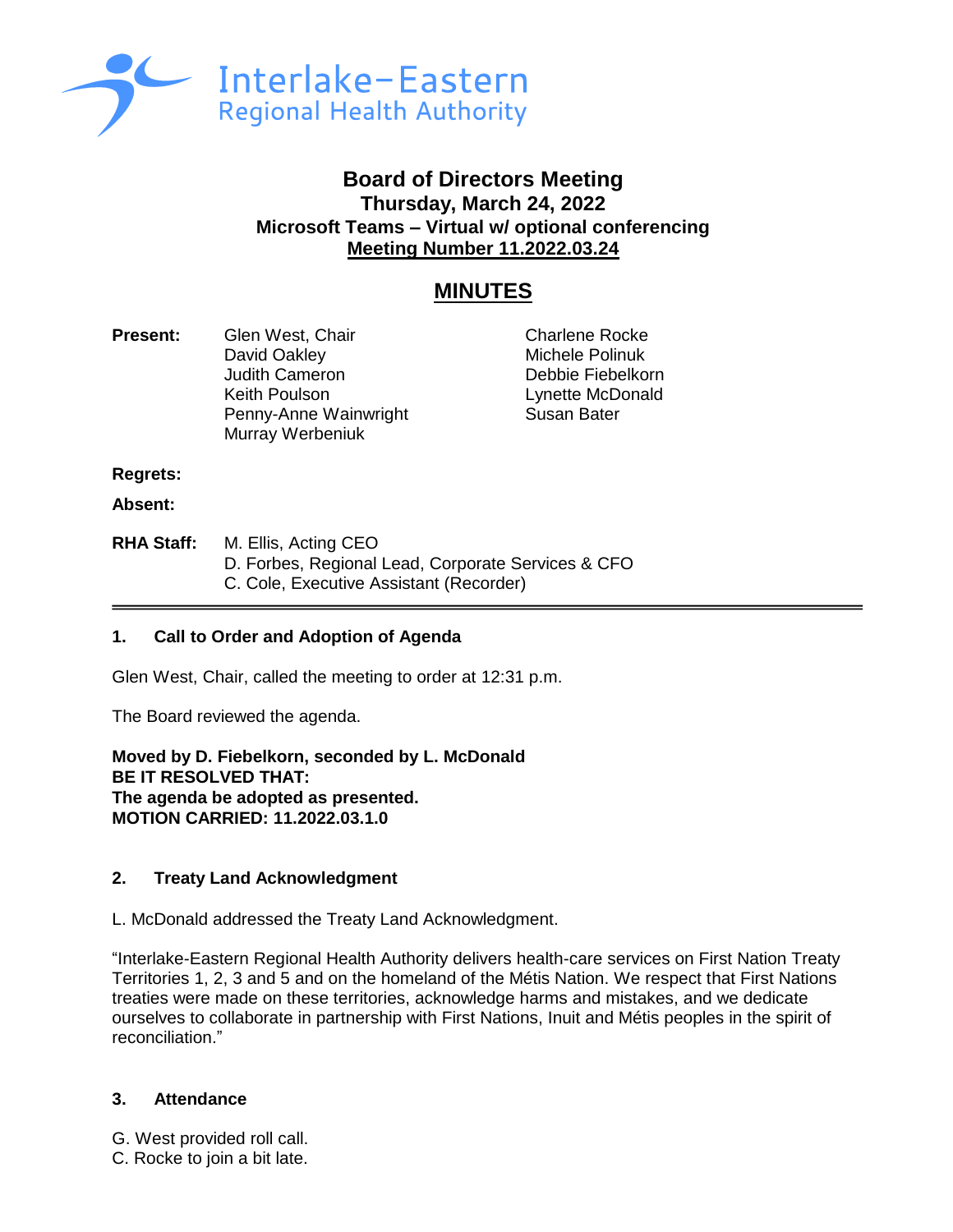Interlake-Eastern
Regional Health Authority

# Board of Directors Meeting

**Thursday, March 24, 2022**
**Microsoft Teams – Virtual w/ optional conferencing**
**Meeting Number 11.2022.03.24**

## MINUTES

**Present:**
Glen West, Chair
David Oakley
Judith Cameron
Keith Poulson
Penny-Anne Wainwright
Murray Werbeniuk
Charlene Rocke
Michele Polinuk
Debbie Fiebelkorn
Lynette McDonald
Susan Bater

**Regrets:**

**Absent:**

**RHA Staff:**
M. Ellis, Acting CEO
D. Forbes, Regional Lead, Corporate Services & CFO
C. Cole, Executive Assistant (Recorder)

---

### 1. Call to Order and Adoption of Agenda

Glen West, Chair, called the meeting to order at 12:31 p.m.

The Board reviewed the agenda.

**Moved by D. Fiebelkorn, seconded by L. McDonald**
**BE IT RESOLVED THAT:**
**The agenda be adopted as presented.**
**MOTION CARRIED: 11.2022.03.1.0**

### 2. Treaty Land Acknowledgment

L. McDonald addressed the Treaty Land Acknowledgment.

"Interlake-Eastern Regional Health Authority delivers health-care services on First Nation Treaty Territories 1, 2, 3 and 5 and on the homeland of the Métis Nation. We respect that First Nations treaties were made on these territories, acknowledge harms and mistakes, and we dedicate ourselves to collaborate in partnership with First Nations, Inuit and Métis peoples in the spirit of reconciliation."

### 3. Attendance

G. West provided roll call.
C. Rocke to join a bit late.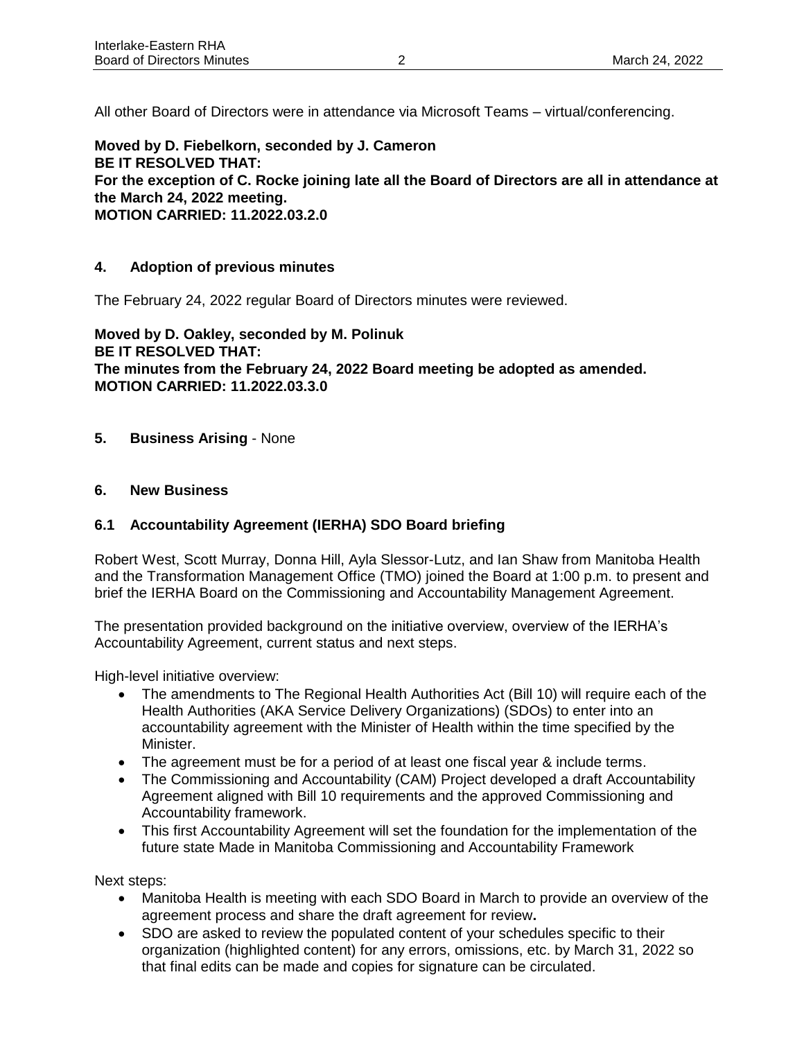All other Board of Directors were in attendance via Microsoft Teams – virtual/conferencing.

**Moved by D. Fiebelkorn, seconded by J. Cameron**
**BE IT RESOLVED THAT:**
**For the exception of C. Rocke joining late all the Board of Directors are all in attendance at the March 24, 2022 meeting.**
**MOTION CARRIED: 11.2022.03.2.0**

## 4. Adoption of previous minutes

The February 24, 2022 regular Board of Directors minutes were reviewed.

**Moved by D. Oakley, seconded by M. Polinuk**
**BE IT RESOLVED THAT:**
**The minutes from the February 24, 2022 Board meeting be adopted as amended.**
**MOTION CARRIED: 11.2022.03.3.0**

## 5. Business Arising - None

## 6. New Business

### 6.1 Accountability Agreement (IERHA) SDO Board briefing

Robert West, Scott Murray, Donna Hill, Ayla Slessor-Lutz, and Ian Shaw from Manitoba Health and the Transformation Management Office (TMO) joined the Board at 1:00 p.m. to present and brief the IERHA Board on the Commissioning and Accountability Management Agreement.

The presentation provided background on the initiative overview, overview of the IERHA's Accountability Agreement, current status and next steps.

High-level initiative overview:

- The amendments to The Regional Health Authorities Act (Bill 10) will require each of the Health Authorities (AKA Service Delivery Organizations) (SDOs) to enter into an accountability agreement with the Minister of Health within the time specified by the Minister.
- The agreement must be for a period of at least one fiscal year & include terms.
- The Commissioning and Accountability (CAM) Project developed a draft Accountability Agreement aligned with Bill 10 requirements and the approved Commissioning and Accountability framework.
- This first Accountability Agreement will set the foundation for the implementation of the future state Made in Manitoba Commissioning and Accountability Framework

Next steps:

- Manitoba Health is meeting with each SDO Board in March to provide an overview of the agreement process and share the draft agreement for review**.**
- SDO are asked to review the populated content of your schedules specific to their organization (highlighted content) for any errors, omissions, etc. by March 31, 2022 so that final edits can be made and copies for signature can be circulated.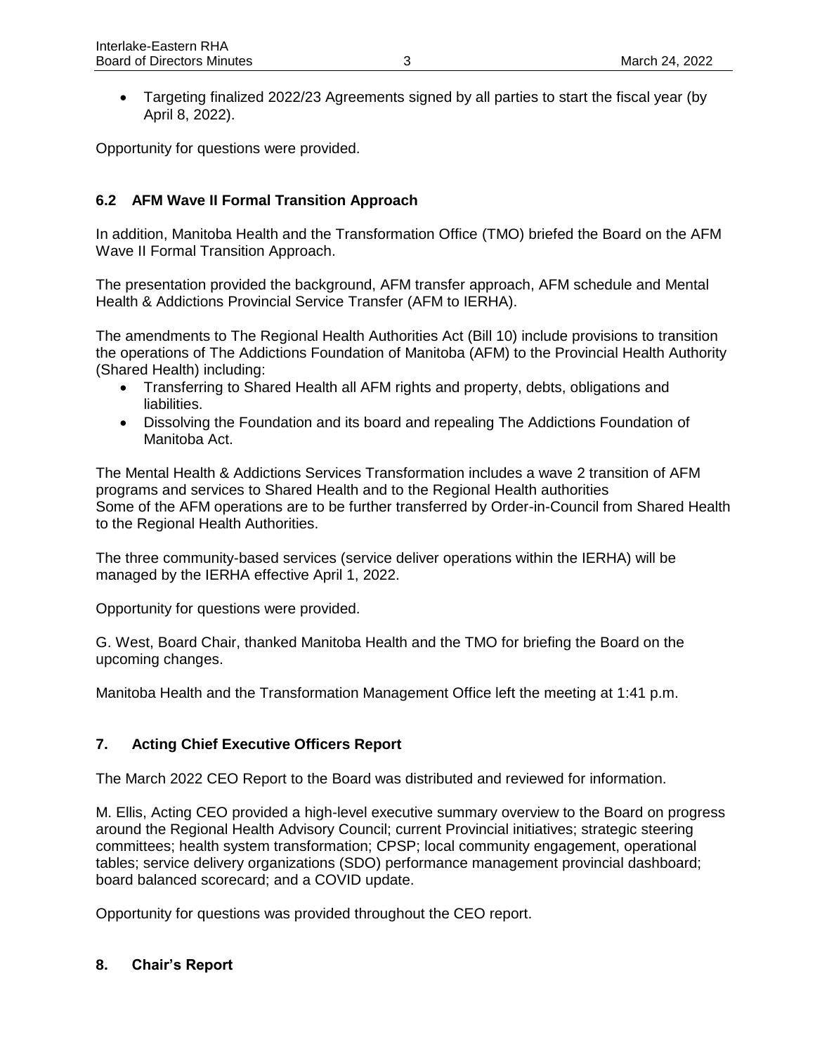- Targeting finalized 2022/23 Agreements signed by all parties to start the fiscal year (by April 8, 2022).

Opportunity for questions were provided.

### 6.2 AFM Wave II Formal Transition Approach

In addition, Manitoba Health and the Transformation Office (TMO) briefed the Board on the AFM Wave II Formal Transition Approach.

The presentation provided the background, AFM transfer approach, AFM schedule and Mental Health & Addictions Provincial Service Transfer (AFM to IERHA).

The amendments to The Regional Health Authorities Act (Bill 10) include provisions to transition the operations of The Addictions Foundation of Manitoba (AFM) to the Provincial Health Authority (Shared Health) including:

- Transferring to Shared Health all AFM rights and property, debts, obligations and liabilities.
- Dissolving the Foundation and its board and repealing The Addictions Foundation of Manitoba Act.

The Mental Health & Addictions Services Transformation includes a wave 2 transition of AFM programs and services to Shared Health and to the Regional Health authorities
Some of the AFM operations are to be further transferred by Order-in-Council from Shared Health to the Regional Health Authorities.

The three community-based services (service deliver operations within the IERHA) will be managed by the IERHA effective April 1, 2022.

Opportunity for questions were provided.

G. West, Board Chair, thanked Manitoba Health and the TMO for briefing the Board on the upcoming changes.

Manitoba Health and the Transformation Management Office left the meeting at 1:41 p.m.

## 7. Acting Chief Executive Officers Report

The March 2022 CEO Report to the Board was distributed and reviewed for information.

M. Ellis, Acting CEO provided a high-level executive summary overview to the Board on progress around the Regional Health Advisory Council; current Provincial initiatives; strategic steering committees; health system transformation; CPSP; local community engagement, operational tables; service delivery organizations (SDO) performance management provincial dashboard; board balanced scorecard; and a COVID update.

Opportunity for questions was provided throughout the CEO report.

## 8. Chair's Report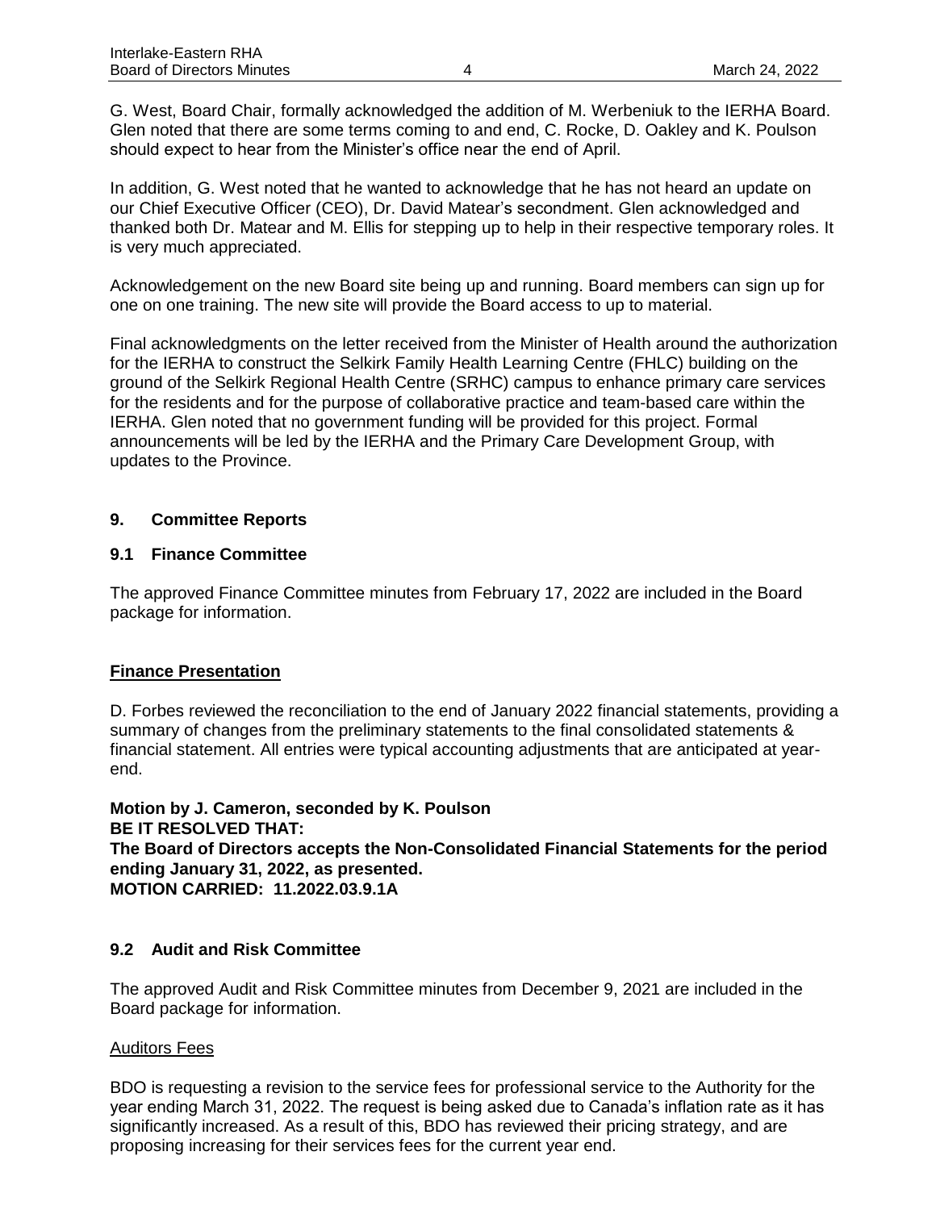G. West, Board Chair, formally acknowledged the addition of M. Werbeniuk to the IERHA Board. Glen noted that there are some terms coming to and end, C. Rocke, D. Oakley and K. Poulson should expect to hear from the Minister's office near the end of April.

In addition, G. West noted that he wanted to acknowledge that he has not heard an update on our Chief Executive Officer (CEO), Dr. David Matear's secondment. Glen acknowledged and thanked both Dr. Matear and M. Ellis for stepping up to help in their respective temporary roles. It is very much appreciated.

Acknowledgement on the new Board site being up and running. Board members can sign up for one on one training. The new site will provide the Board access to up to material.

Final acknowledgments on the letter received from the Minister of Health around the authorization for the IERHA to construct the Selkirk Family Health Learning Centre (FHLC) building on the ground of the Selkirk Regional Health Centre (SRHC) campus to enhance primary care services for the residents and for the purpose of collaborative practice and team-based care within the IERHA. Glen noted that no government funding will be provided for this project. Formal announcements will be led by the IERHA and the Primary Care Development Group, with updates to the Province.

## 9. Committee Reports

### 9.1 Finance Committee

The approved Finance Committee minutes from February 17, 2022 are included in the Board package for information.

**Finance Presentation**

D. Forbes reviewed the reconciliation to the end of January 2022 financial statements, providing a summary of changes from the preliminary statements to the final consolidated statements & financial statement. All entries were typical accounting adjustments that are anticipated at year-end.

**Motion by J. Cameron, seconded by K. Poulson**
**BE IT RESOLVED THAT:**
**The Board of Directors accepts the Non-Consolidated Financial Statements for the period ending January 31, 2022, as presented.**
**MOTION CARRIED: 11.2022.03.9.1A**

### 9.2 Audit and Risk Committee

The approved Audit and Risk Committee minutes from December 9, 2021 are included in the Board package for information.

Auditors Fees

BDO is requesting a revision to the service fees for professional service to the Authority for the year ending March 31, 2022. The request is being asked due to Canada's inflation rate as it has significantly increased. As a result of this, BDO has reviewed their pricing strategy, and are proposing increasing for their services fees for the current year end.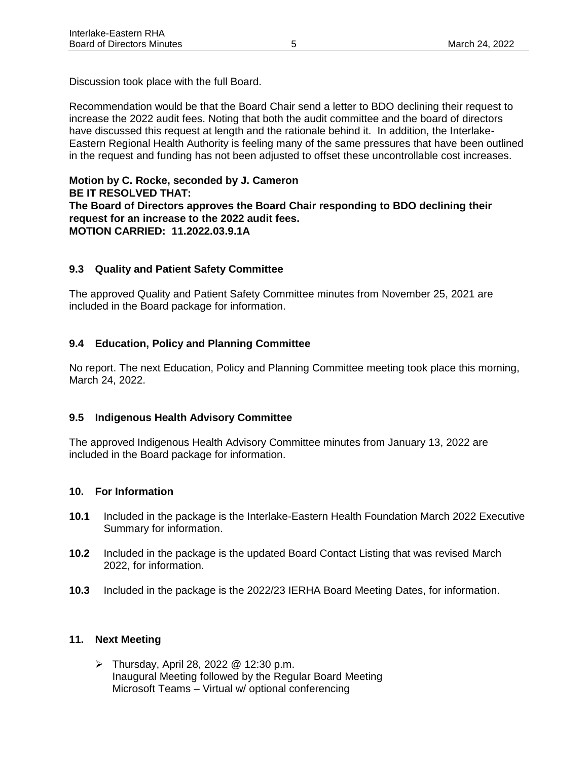Discussion took place with the full Board.

Recommendation would be that the Board Chair send a letter to BDO declining their request to increase the 2022 audit fees. Noting that both the audit committee and the board of directors have discussed this request at length and the rationale behind it. In addition, the Interlake-Eastern Regional Health Authority is feeling many of the same pressures that have been outlined in the request and funding has not been adjusted to offset these uncontrollable cost increases.

**Motion by C. Rocke, seconded by J. Cameron**
**BE IT RESOLVED THAT:**
**The Board of Directors approves the Board Chair responding to BDO declining their request for an increase to the 2022 audit fees.**
**MOTION CARRIED: 11.2022.03.9.1A**

### 9.3 Quality and Patient Safety Committee

The approved Quality and Patient Safety Committee minutes from November 25, 2021 are included in the Board package for information.

### 9.4 Education, Policy and Planning Committee

No report. The next Education, Policy and Planning Committee meeting took place this morning, March 24, 2022.

### 9.5 Indigenous Health Advisory Committee

The approved Indigenous Health Advisory Committee minutes from January 13, 2022 are included in the Board package for information.

## 10. For Information

**10.1** Included in the package is the Interlake-Eastern Health Foundation March 2022 Executive Summary for information.

**10.2** Included in the package is the updated Board Contact Listing that was revised March 2022, for information.

**10.3** Included in the package is the 2022/23 IERHA Board Meeting Dates, for information.

## 11. Next Meeting

- Thursday, April 28, 2022 @ 12:30 p.m.
  Inaugural Meeting followed by the Regular Board Meeting
  Microsoft Teams – Virtual w/ optional conferencing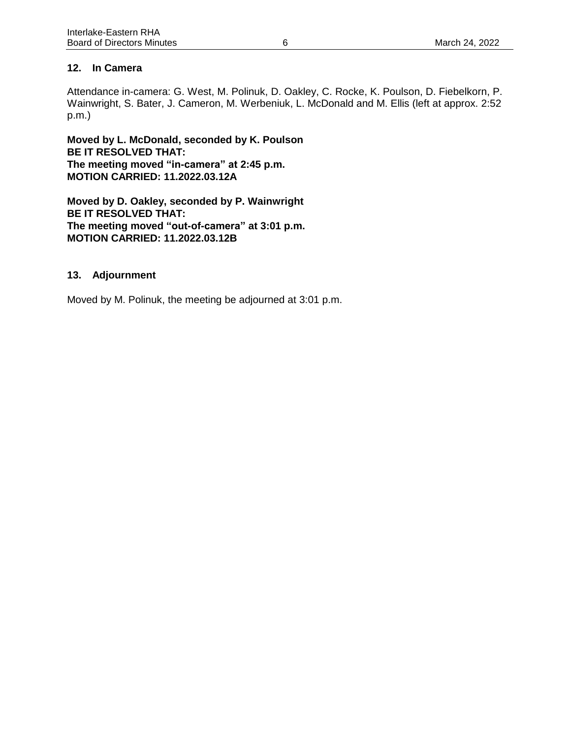## 12. In Camera

Attendance in-camera: G. West, M. Polinuk, D. Oakley, C. Rocke, K. Poulson, D. Fiebelkorn, P. Wainwright, S. Bater, J. Cameron, M. Werbeniuk, L. McDonald and M. Ellis (left at approx. 2:52 p.m.)

**Moved by L. McDonald, seconded by K. Poulson**
**BE IT RESOLVED THAT:**
**The meeting moved "in-camera" at 2:45 p.m.**
**MOTION CARRIED: 11.2022.03.12A**

**Moved by D. Oakley, seconded by P. Wainwright**
**BE IT RESOLVED THAT:**
**The meeting moved "out-of-camera" at 3:01 p.m.**
**MOTION CARRIED: 11.2022.03.12B**

## 13. Adjournment

Moved by M. Polinuk, the meeting be adjourned at 3:01 p.m.